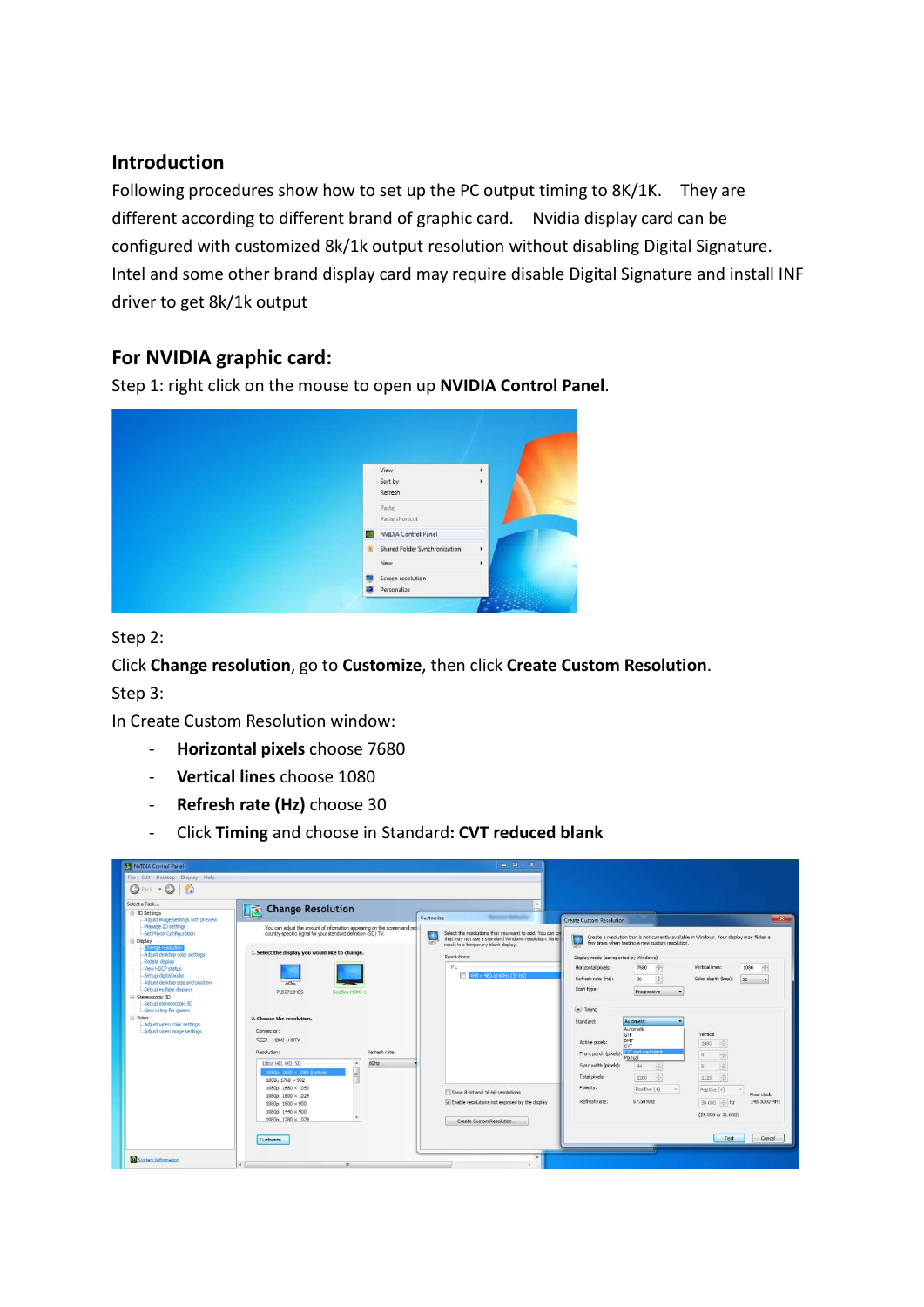## Introduction

Following procedures show how to set up the PC output timing to 8K/1K. They are different according to different brand of graphic card. Nvidia display card can be configured with customized 8k/1k output resolution without disabling Digital Signature. Intel and some other brand display card may require disable Digital Signature and install INF driver to get 8k/1k output

## For NVIDIA graphic card:

Step 1: right click on the mouse to open up **NVIDIA Control Panel**.

Step 2:

Click **Change resolution**, go to **Customize**, then click **Create Custom Resolution**.

Step 3:

In Create Custom Resolution window:

- **Horizontal pixels** choose 7680
- **Vertical lines** choose 1080
- **Refresh rate (Hz)** choose 30
- Click **Timing** and choose in Standard**: CVT reduced blank**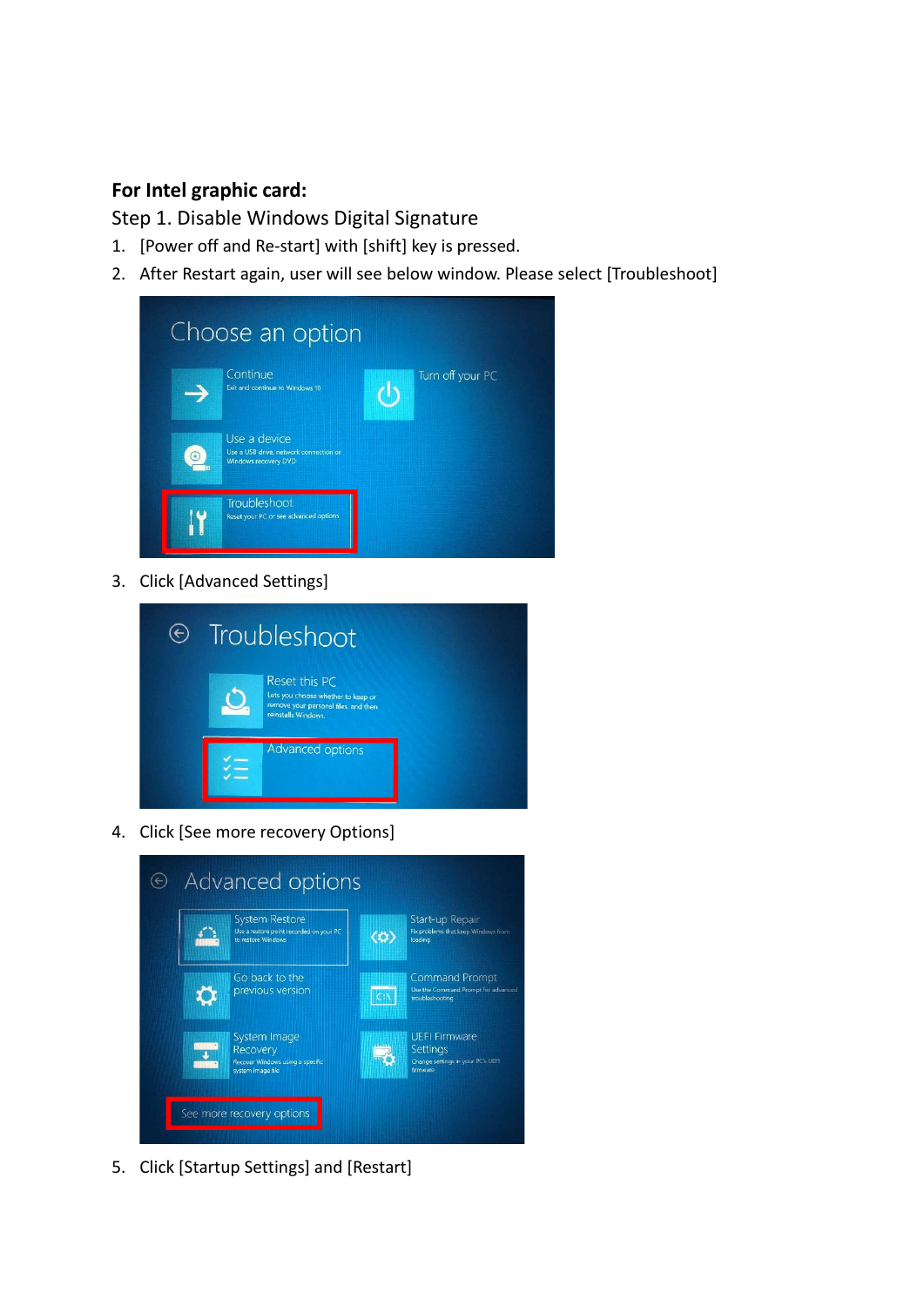**For Intel graphic card:**

Step 1. Disable Windows Digital Signature

1. [Power off and Re-start] with [shift] key is pressed.
2. After Restart again, user will see below window. Please select [Troubleshoot]
3. Click [Advanced Settings]
4. Click [See more recovery Options]
5. Click [Startup Settings] and [Restart]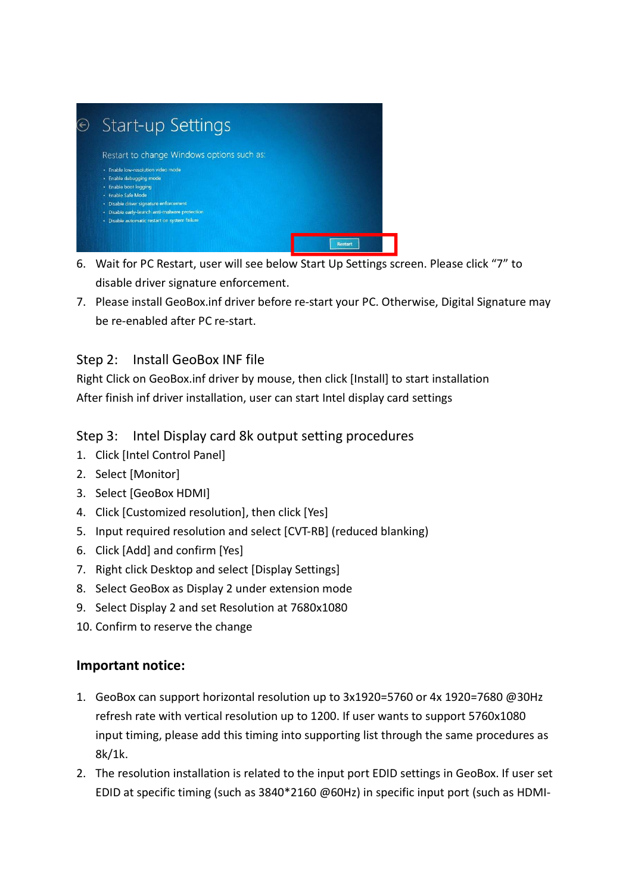6. Wait for PC Restart, user will see below Start Up Settings screen. Please click “7” to disable driver signature enforcement.
7. Please install GeoBox.inf driver before re-start your PC. Otherwise, Digital Signature may be re-enabled after PC re-start.

### Step 2: Install GeoBox INF file

Right Click on GeoBox.inf driver by mouse, then click [Install] to start installation
After finish inf driver installation, user can start Intel display card settings

### Step 3: Intel Display card 8k output setting procedures

1. Click [Intel Control Panel]
2. Select [Monitor]
3. Select [GeoBox HDMI]
4. Click [Customized resolution], then click [Yes]
5. Input required resolution and select [CVT-RB] (reduced blanking)
6. Click [Add] and confirm [Yes]
7. Right click Desktop and select [Display Settings]
8. Select GeoBox as Display 2 under extension mode
9. Select Display 2 and set Resolution at 7680x1080
10. Confirm to reserve the change

**Important notice:**

1. GeoBox can support horizontal resolution up to 3x1920=5760 or 4x 1920=7680 @30Hz refresh rate with vertical resolution up to 1200. If user wants to support 5760x1080 input timing, please add this timing into supporting list through the same procedures as 8k/1k.
2. The resolution installation is related to the input port EDID settings in GeoBox. If user set EDID at specific timing (such as 3840*2160 @60Hz) in specific input port (such as HDMI-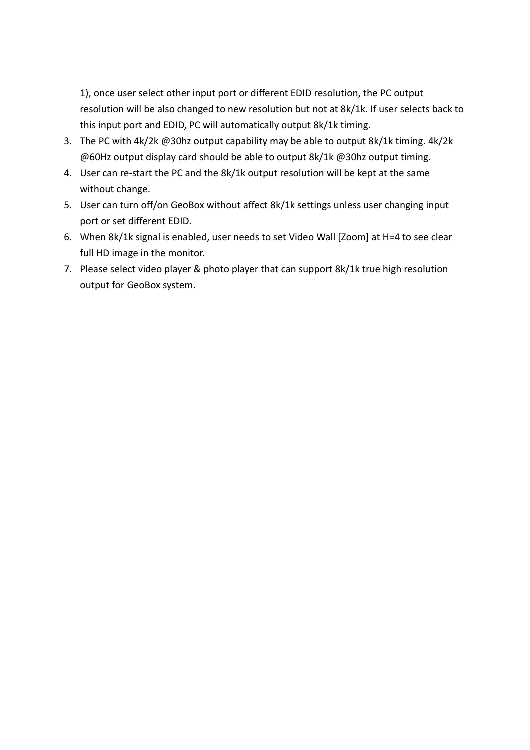1), once user select other input port or different EDID resolution, the PC output resolution will be also changed to new resolution but not at 8k/1k. If user selects back to this input port and EDID, PC will automatically output 8k/1k timing.

3. The PC with 4k/2k @30hz output capability may be able to output 8k/1k timing. 4k/2k @60Hz output display card should be able to output 8k/1k @30hz output timing.
4. User can re-start the PC and the 8k/1k output resolution will be kept at the same without change.
5. User can turn off/on GeoBox without affect 8k/1k settings unless user changing input port or set different EDID.
6. When 8k/1k signal is enabled, user needs to set Video Wall [Zoom] at H=4 to see clear full HD image in the monitor.
7. Please select video player & photo player that can support 8k/1k true high resolution output for GeoBox system.